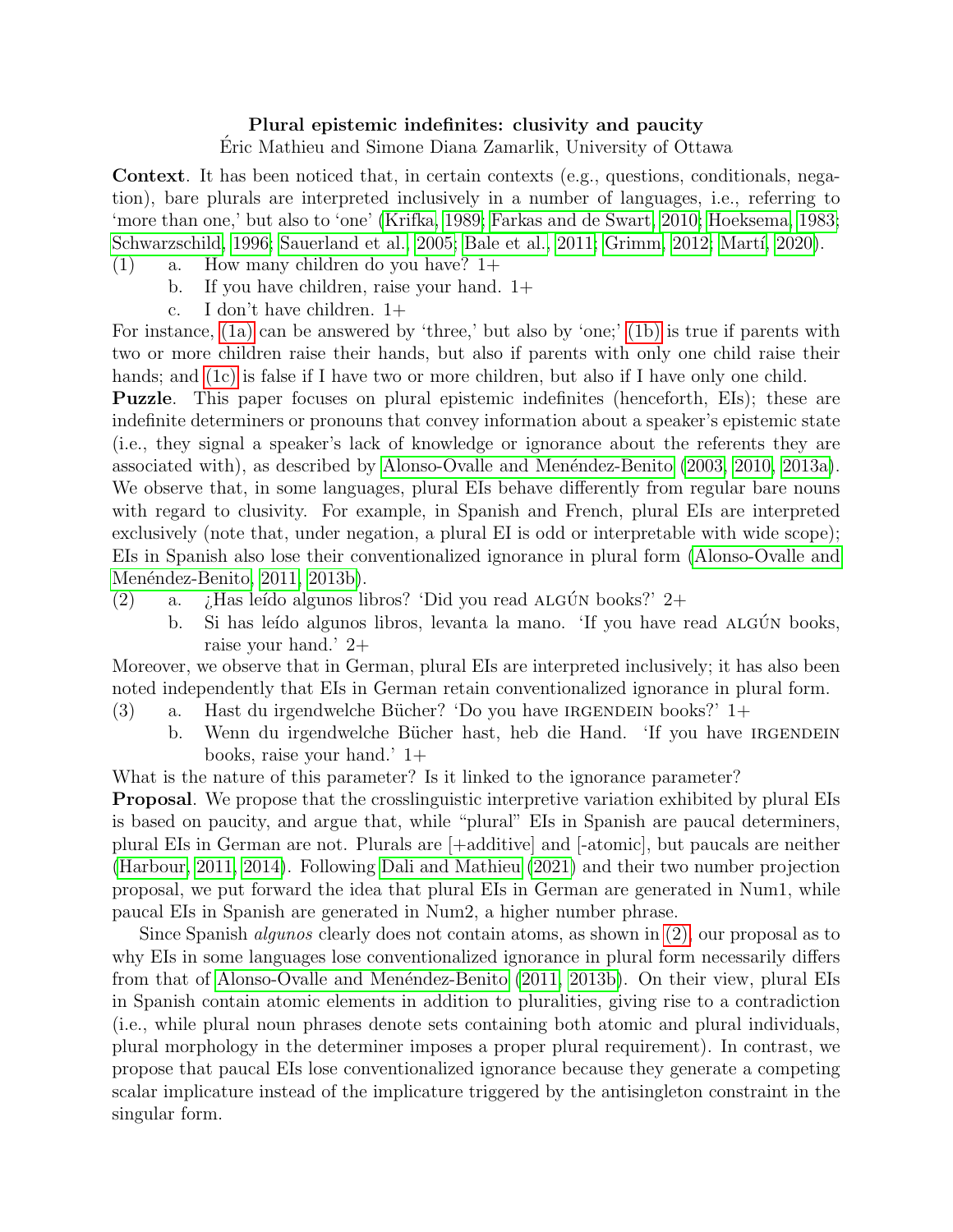**Plural epistemic indefinites: clusivity and paucity**

Éric Mathieu and Simone Diana Zamarlik, University of Ottawa

**Context**. It has been noticed that, in certain contexts (e.g., questions, conditionals, negation), bare plurals are interpreted inclusively in a number of languages, i.e., referring to 'more than one,' but also to 'one' (Krifka, 1989; Farkas and de Swart, 2010; Hoeksema, 1983; Schwarzschild, 1996; Sauerland et al., 2005; Bale et al., 2011; Grimm, 2012; Martí, 2020).

(1) a. How many children do you have? 1+
 b. If you have children, raise your hand. 1+
 c. I don't have children. 1+

For instance, (1a) can be answered by 'three,' but also by 'one;' (1b) is true if parents with two or more children raise their hands, but also if parents with only one child raise their hands; and (1c) is false if I have two or more children, but also if I have only one child.

**Puzzle**. This paper focuses on plural epistemic indefinites (henceforth, EIs); these are indefinite determiners or pronouns that convey information about a speaker's epistemic state (i.e., they signal a speaker's lack of knowledge or ignorance about the referents they are associated with), as described by Alonso-Ovalle and Menéndez-Benito (2003, 2010, 2013a). We observe that, in some languages, plural EIs behave differently from regular bare nouns with regard to clusivity. For example, in Spanish and French, plural EIs are interpreted exclusively (note that, under negation, a plural EI is odd or interpretable with wide scope); EIs in Spanish also lose their conventionalized ignorance in plural form (Alonso-Ovalle and Menéndez-Benito, 2011, 2013b).

(2) a. ¿Has leído algunos libros? 'Did you read ALGÚN books?' 2+
 b. Si has leído algunos libros, levanta la mano. 'If you have read ALGÚN books, raise your hand.' 2+

Moreover, we observe that in German, plural EIs are interpreted inclusively; it has also been noted independently that EIs in German retain conventionalized ignorance in plural form.

(3) a. Hast du irgendwelche Bücher? 'Do you have IRGENDEIN books?' 1+
 b. Wenn du irgendwelche Bücher hast, heb die Hand. 'If you have IRGENDEIN books, raise your hand.' 1+

What is the nature of this parameter? Is it linked to the ignorance parameter?

**Proposal**. We propose that the crosslinguistic interpretive variation exhibited by plural EIs is based on paucity, and argue that, while "plural" EIs in Spanish are paucal determiners, plural EIs in German are not. Plurals are [+additive] and [-atomic], but paucals are neither (Harbour, 2011, 2014). Following Dali and Mathieu (2021) and their two number projection proposal, we put forward the idea that plural EIs in German are generated in Num1, while paucal EIs in Spanish are generated in Num2, a higher number phrase.

Since Spanish *algunos* clearly does not contain atoms, as shown in (2), our proposal as to why EIs in some languages lose conventionalized ignorance in plural form necessarily differs from that of Alonso-Ovalle and Menéndez-Benito (2011, 2013b). On their view, plural EIs in Spanish contain atomic elements in addition to pluralities, giving rise to a contradiction (i.e., while plural noun phrases denote sets containing both atomic and plural individuals, plural morphology in the determiner imposes a proper plural requirement). In contrast, we propose that paucal EIs lose conventionalized ignorance because they generate a competing scalar implicature instead of the implicature triggered by the antisingleton constraint in the singular form.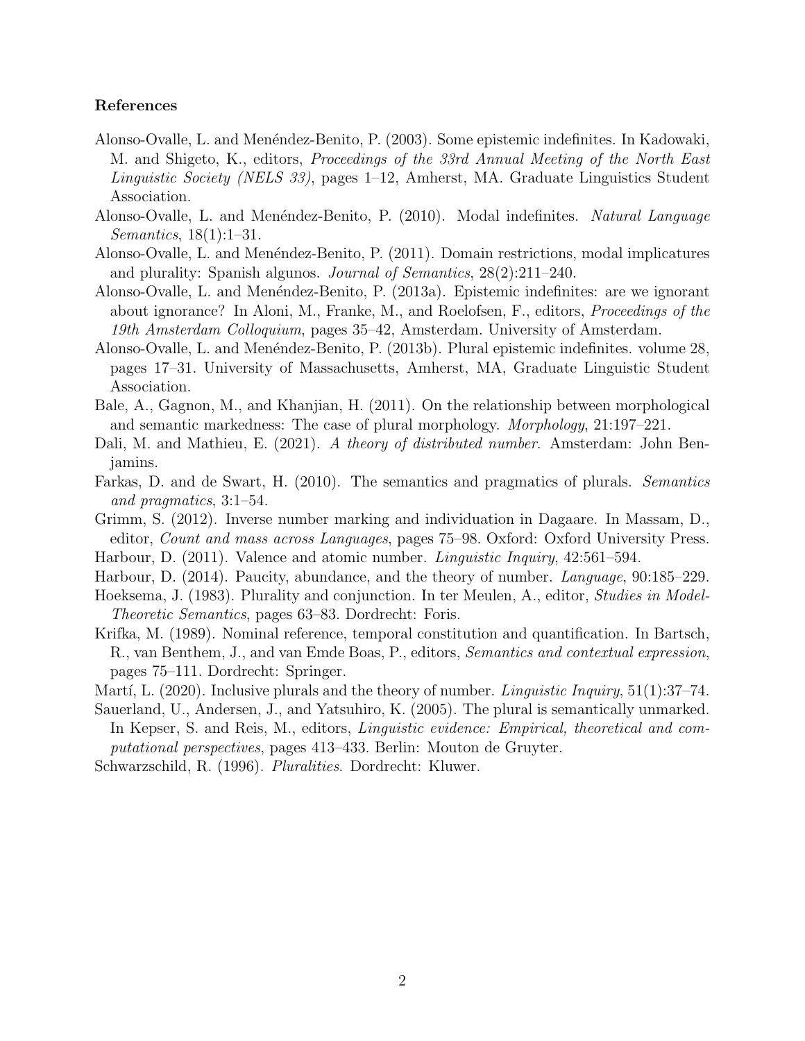### References

Alonso-Ovalle, L. and Menéndez-Benito, P. (2003). Some epistemic indefinites. In Kadowaki, M. and Shigeto, K., editors, *Proceedings of the 33rd Annual Meeting of the North East Linguistic Society (NELS 33)*, pages 1–12, Amherst, MA. Graduate Linguistics Student Association.

Alonso-Ovalle, L. and Menéndez-Benito, P. (2010). Modal indefinites. *Natural Language Semantics*, 18(1):1–31.

Alonso-Ovalle, L. and Menéndez-Benito, P. (2011). Domain restrictions, modal implicatures and plurality: Spanish algunos. *Journal of Semantics*, 28(2):211–240.

Alonso-Ovalle, L. and Menéndez-Benito, P. (2013a). Epistemic indefinites: are we ignorant about ignorance? In Aloni, M., Franke, M., and Roelofsen, F., editors, *Proceedings of the 19th Amsterdam Colloquium*, pages 35–42, Amsterdam. University of Amsterdam.

Alonso-Ovalle, L. and Menéndez-Benito, P. (2013b). Plural epistemic indefinites. volume 28, pages 17–31. University of Massachusetts, Amherst, MA, Graduate Linguistic Student Association.

Bale, A., Gagnon, M., and Khanjian, H. (2011). On the relationship between morphological and semantic markedness: The case of plural morphology. *Morphology*, 21:197–221.

Dali, M. and Mathieu, E. (2021). *A theory of distributed number*. Amsterdam: John Benjamins.

Farkas, D. and de Swart, H. (2010). The semantics and pragmatics of plurals. *Semantics and pragmatics*, 3:1–54.

Grimm, S. (2012). Inverse number marking and individuation in Dagaare. In Massam, D., editor, *Count and mass across Languages*, pages 75–98. Oxford: Oxford University Press.

Harbour, D. (2011). Valence and atomic number. *Linguistic Inquiry*, 42:561–594.

Harbour, D. (2014). Paucity, abundance, and the theory of number. *Language*, 90:185–229.

Hoeksema, J. (1983). Plurality and conjunction. In ter Meulen, A., editor, *Studies in Model-Theoretic Semantics*, pages 63–83. Dordrecht: Foris.

Krifka, M. (1989). Nominal reference, temporal constitution and quantification. In Bartsch, R., van Benthem, J., and van Emde Boas, P., editors, *Semantics and contextual expression*, pages 75–111. Dordrecht: Springer.

Martí, L. (2020). Inclusive plurals and the theory of number. *Linguistic Inquiry*, 51(1):37–74.

Sauerland, U., Andersen, J., and Yatsuhiro, K. (2005). The plural is semantically unmarked. In Kepser, S. and Reis, M., editors, *Linguistic evidence: Empirical, theoretical and computational perspectives*, pages 413–433. Berlin: Mouton de Gruyter.

Schwarzschild, R. (1996). *Pluralities*. Dordrecht: Kluwer.